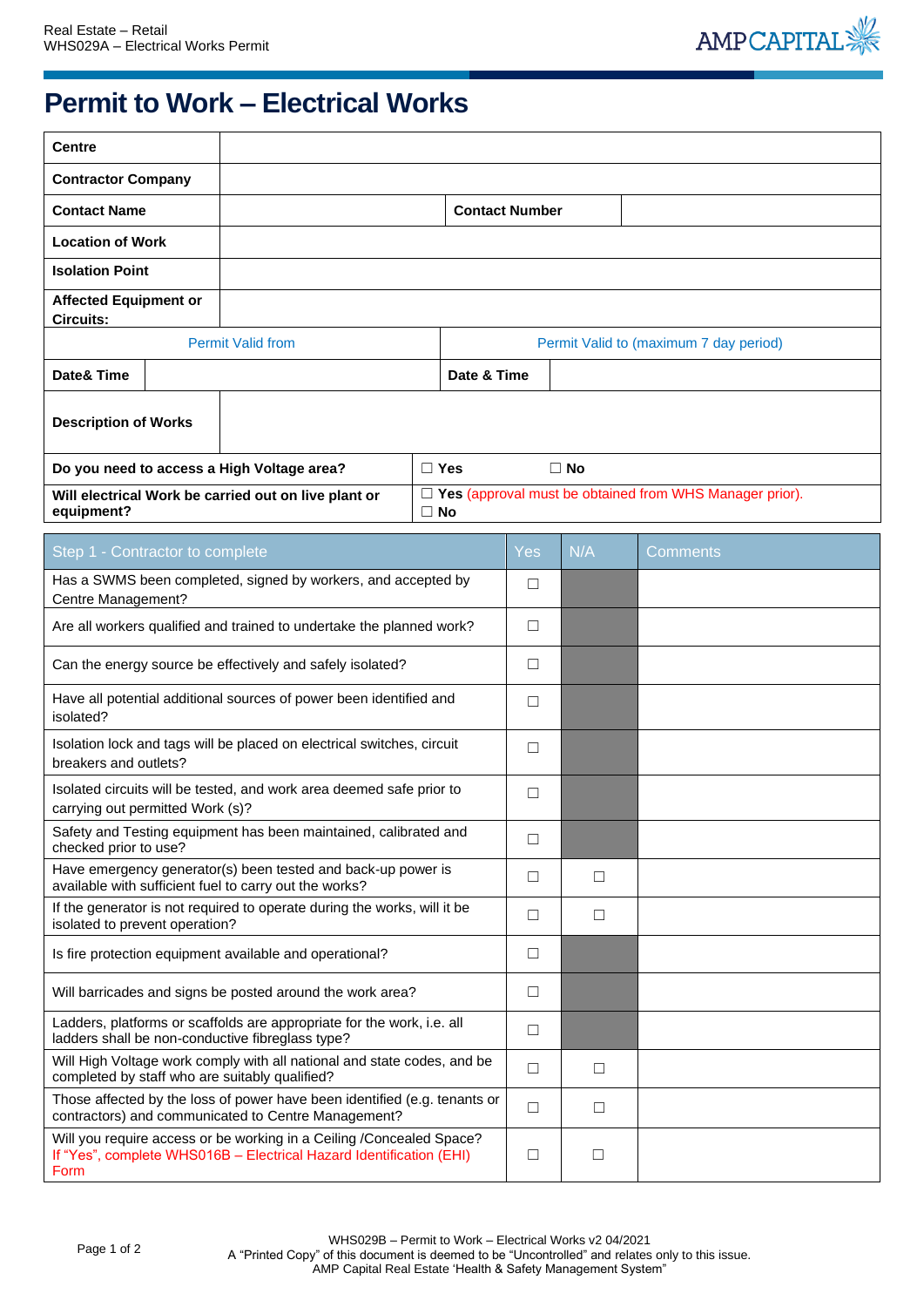# Permit to Work – Electrical Works

| Centre | | | |
|---|---|---|---|
| Contractor Company | | | |
| Contact Name | | Contact Number | |
| Location of Work | | | |
| Isolation Point | | | |
| Affected Equipment or Circuits: | | | |

| Permit Valid from | | Permit Valid to (maximum 7 day period) | |
|---|---|---|---|
| Date& Time | | Date & Time | |

| Description of Works | |
|---|---|
| Do you need to access a High Voltage area? | ☐ Yes ☐ No |
| Will electrical Work be carried out on live plant or equipment? | ☐ Yes (approval must be obtained from WHS Manager prior). ☐ No |

| Step 1 - Contractor to complete | Yes | N/A | Comments |
|---|---|---|---|
| Has a SWMS been completed, signed by workers, and accepted by Centre Management? | ☐ | | |
| Are all workers qualified and trained to undertake the planned work? | ☐ | | |
| Can the energy source be effectively and safely isolated? | ☐ | | |
| Have all potential additional sources of power been identified and isolated? | ☐ | | |
| Isolation lock and tags will be placed on electrical switches, circuit breakers and outlets? | ☐ | | |
| Isolated circuits will be tested, and work area deemed safe prior to carrying out permitted Work (s)? | ☐ | | |
| Safety and Testing equipment has been maintained, calibrated and checked prior to use? | ☐ | | |
| Have emergency generator(s) been tested and back-up power is available with sufficient fuel to carry out the works? | ☐ | ☐ | |
| If the generator is not required to operate during the works, will it be isolated to prevent operation? | ☐ | ☐ | |
| Is fire protection equipment available and operational? | ☐ | | |
| Will barricades and signs be posted around the work area? | ☐ | | |
| Ladders, platforms or scaffolds are appropriate for the work, i.e. all ladders shall be non-conductive fibreglass type? | ☐ | | |
| Will High Voltage work comply with all national and state codes, and be completed by staff who are suitably qualified? | ☐ | ☐ | |
| Those affected by the loss of power have been identified (e.g. tenants or contractors) and communicated to Centre Management? | ☐ | ☐ | |
| Will you require access or be working in a Ceiling /Concealed Space? If "Yes", complete WHS016B – Electrical Hazard Identification (EHI) Form | ☐ | ☐ | |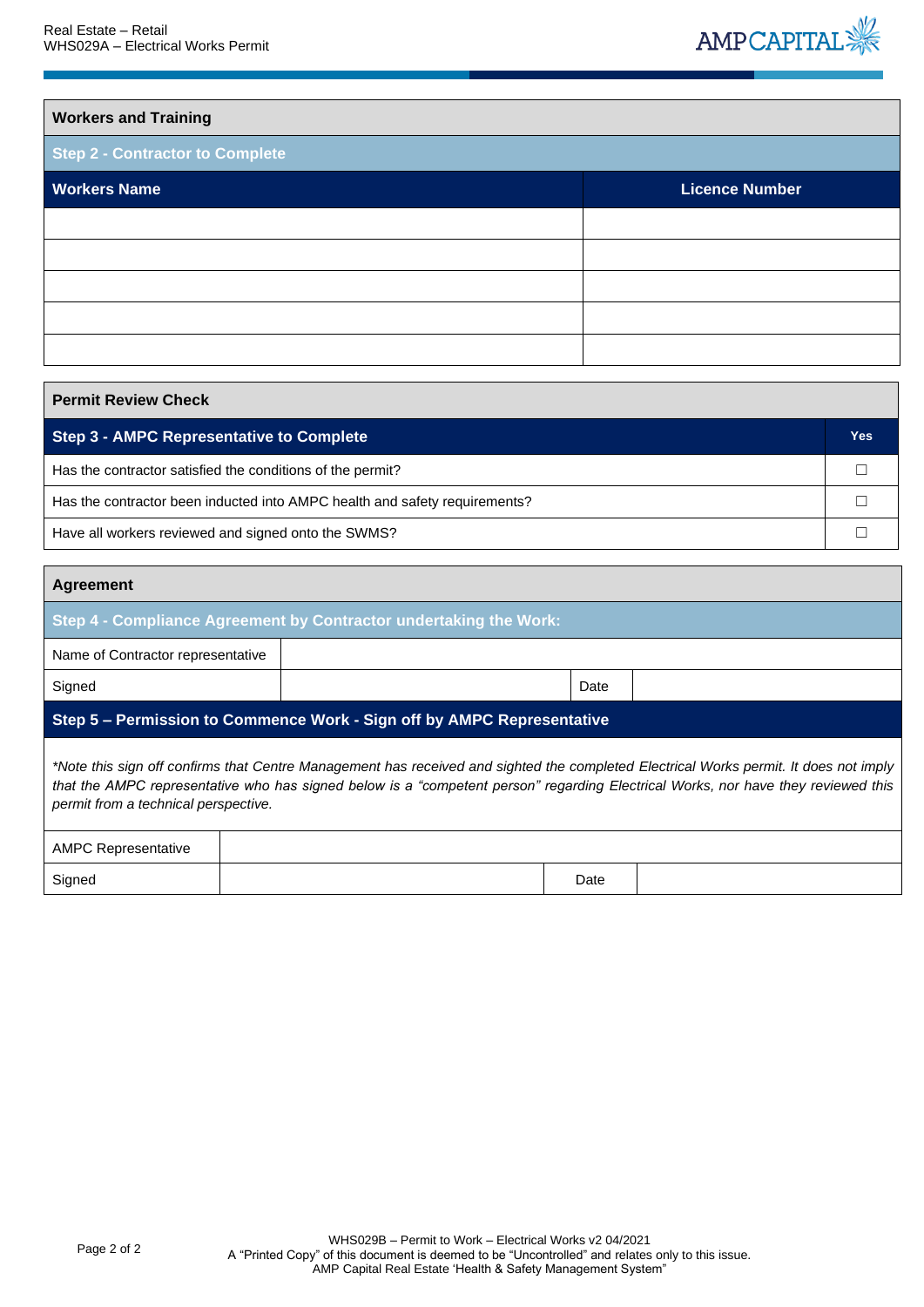## Workers and Training

### Step 2 - Contractor to Complete

| Workers Name | Licence Number |
|---|---|
| | |
| | |
| | |
| | |
| | |

## Permit Review Check

| Step 3 - AMPC Representative to Complete | Yes |
|---|---|
| Has the contractor satisfied the conditions of the permit? | ☐ |
| Has the contractor been inducted into AMPC health and safety requirements? | ☐ |
| Have all workers reviewed and signed onto the SWMS? | ☐ |

## Agreement

### Step 4 - Compliance Agreement by Contractor undertaking the Work:

| | | | |
|---|---|---|---|
| Name of Contractor representative | | | |
| Signed | | Date | |

### Step 5 – Permission to Commence Work - Sign off by AMPC Representative

*\*Note this sign off confirms that Centre Management has received and sighted the completed Electrical Works permit. It does not imply that the AMPC representative who has signed below is a “competent person” regarding Electrical Works, nor have they reviewed this permit from a technical perspective.*

| | | | |
|---|---|---|---|
| AMPC Representative | | | |
| Signed | | Date | |